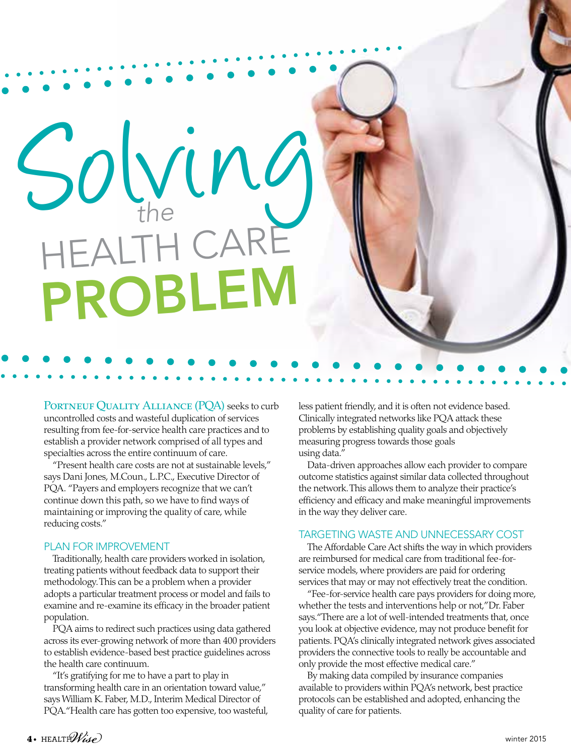# Solving the Health Care PROBLEM

PORTNEUF QUALITY ALLIANCE (PQA) seeks to curb uncontrolled costs and wasteful duplication of services resulting from fee-for-service health care practices and to establish a provider network comprised of all types and specialties across the entire continuum of care.

"Present health care costs are not at sustainable levels," says Dani Jones, M.Coun., L.P.C., Executive Director of PQA. "Payers and employers recognize that we can't continue down this path, so we have to find ways of maintaining or improving the quality of care, while reducing costs."

## PLAN FOR IMPROVEMENT

Traditionally, health care providers worked in isolation, treating patients without feedback data to support their methodology. This can be a problem when a provider adopts a particular treatment process or model and fails to examine and re-examine its efficacy in the broader patient population.

PQA aims to redirect such practices using data gathered across its ever-growing network of more than 400 providers to establish evidence-based best practice guidelines across the health care continuum.

"It's gratifying for me to have a part to play in transforming health care in an orientation toward value," says William K. Faber, M.D., Interim Medical Director of PQA. "Health care has gotten too expensive, too wasteful, less patient friendly, and it is often not evidence based. Clinically integrated networks like PQA attack these problems by establishing quality goals and objectively measuring progress towards those goals using data."

Data-driven approaches allow each provider to compare outcome statistics against similar data collected throughout the network. This allows them to analyze their practice's efficiency and efficacy and make meaningful improvements in the way they deliver care.

## TARGETING WASTE AND UNNECESSARY COST

The Affordable Care Act shifts the way in which providers are reimbursed for medical care from traditional fee-for-service models, where providers are paid for ordering services that may or may not effectively treat the condition.

"Fee-for-service health care pays providers for doing more, whether the tests and interventions help or not," Dr. Faber says. "There are a lot of well-intended treatments that, once you look at objective evidence, may not produce benefit for patients. PQA's clinically integrated network gives associated providers the connective tools to really be accountable and only provide the most effective medical care."

By making data compiled by insurance companies available to providers within PQA's network, best practice protocols can be established and adopted, enhancing the quality of care for patients.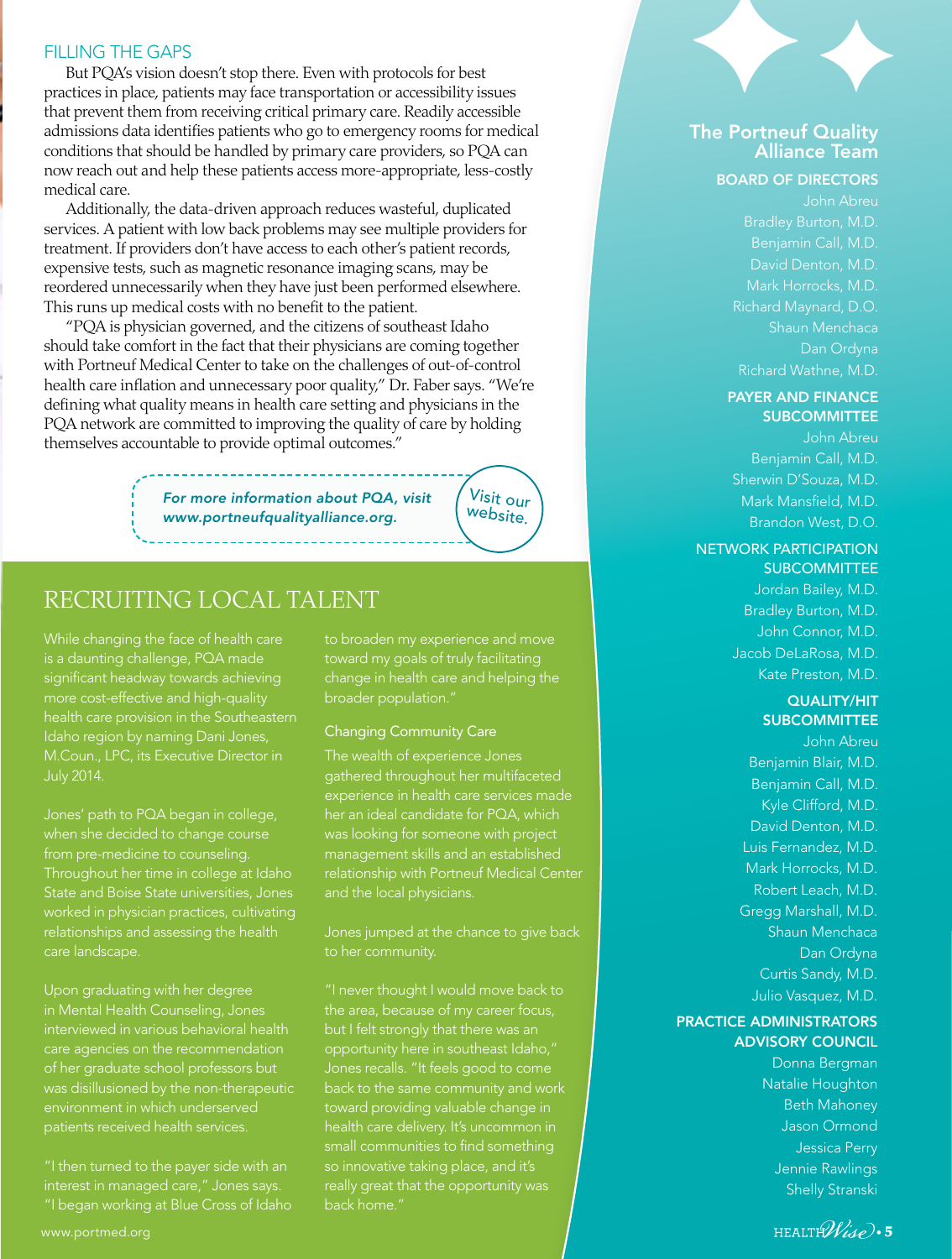## FILLING THE GAPS

But PQA's vision doesn't stop there. Even with protocols for best practices in place, patients may face transportation or accessibility issues that prevent them from receiving critical primary care. Readily accessible admissions data identifies patients who go to emergency rooms for medical conditions that should be handled by primary care providers, so PQA can now reach out and help these patients access more-appropriate, less-costly medical care.

Additionally, the data-driven approach reduces wasteful, duplicated services. A patient with low back problems may see multiple providers for treatment. If providers don't have access to each other's patient records, expensive tests, such as magnetic resonance imaging scans, may be reordered unnecessarily when they have just been performed elsewhere. This runs up medical costs with no benefit to the patient.

"PQA is physician governed, and the citizens of southeast Idaho should take comfort in the fact that their physicians are coming together with Portneuf Medical Center to take on the challenges of out-of-control health care inflation and unnecessary poor quality," Dr. Faber says. "We're defining what quality means in health care setting and physicians in the PQA network are committed to improving the quality of care by holding themselves accountable to provide optimal outcomes."

***For more information about PQA, visit www.portneufqualityalliance.org.***

Visit our website.

## RECRUITING LOCAL TALENT

While changing the face of health care is a daunting challenge, PQA made significant headway towards achieving more cost-effective and high-quality health care provision in the Southeastern Idaho region by naming Dani Jones, M.Coun., LPC, its Executive Director in July 2014.

Jones' path to PQA began in college, when she decided to change course from pre-medicine to counseling. Throughout her time in college at Idaho State and Boise State universities, Jones worked in physician practices, cultivating relationships and assessing the health care landscape.

Upon graduating with her degree in Mental Health Counseling, Jones interviewed in various behavioral health care agencies on the recommendation of her graduate school professors but was disillusioned by the non-therapeutic environment in which underserved patients received health services.

"I then turned to the payer side with an interest in managed care," Jones says. "I began working at Blue Cross of Idaho to broaden my experience and move toward my goals of truly facilitating change in health care and helping the broader population."

### Changing Community Care

The wealth of experience Jones gathered throughout her multifaceted experience in health care services made her an ideal candidate for PQA, which was looking for someone with project management skills and an established relationship with Portneuf Medical Center and the local physicians.

Jones jumped at the chance to give back to her community.

"I never thought I would move back to the area, because of my career focus, but I felt strongly that there was an opportunity here in southeast Idaho," Jones recalls. "It feels good to come back to the same community and work toward providing valuable change in health care delivery. It's uncommon in small communities to find something so innovative taking place, and it's really great that the opportunity was back home."

## The Portneuf Quality Alliance Team

### BOARD OF DIRECTORS

John Abreu
Bradley Burton, M.D.
Benjamin Call, M.D.
David Denton, M.D.
Mark Horrocks, M.D.
Richard Maynard, D.O.
Shaun Menchaca
Dan Ordyna
Richard Wathne, M.D.

### PAYER AND FINANCE SUBCOMMITTEE

John Abreu
Benjamin Call, M.D.
Sherwin D'Souza, M.D.
Mark Mansfield, M.D.
Brandon West, D.O.

### NETWORK PARTICIPATION SUBCOMMITTEE

Jordan Bailey, M.D.
Bradley Burton, M.D.
John Connor, M.D.
Jacob DeLaRosa, M.D.
Kate Preston, M.D.

### QUALITY/HIT SUBCOMMITTEE

John Abreu
Benjamin Blair, M.D.
Benjamin Call, M.D.
Kyle Clifford, M.D.
David Denton, M.D.
Luis Fernandez, M.D.
Mark Horrocks, M.D.
Robert Leach, M.D.
Gregg Marshall, M.D.
Shaun Menchaca
Dan Ordyna
Curtis Sandy, M.D.
Julio Vasquez, M.D.

### PRACTICE ADMINISTRATORS ADVISORY COUNCIL

Donna Bergman
Natalie Houghton
Beth Mahoney
Jason Ormond
Jessica Perry
Jennie Rawlings
Shelly Stranski